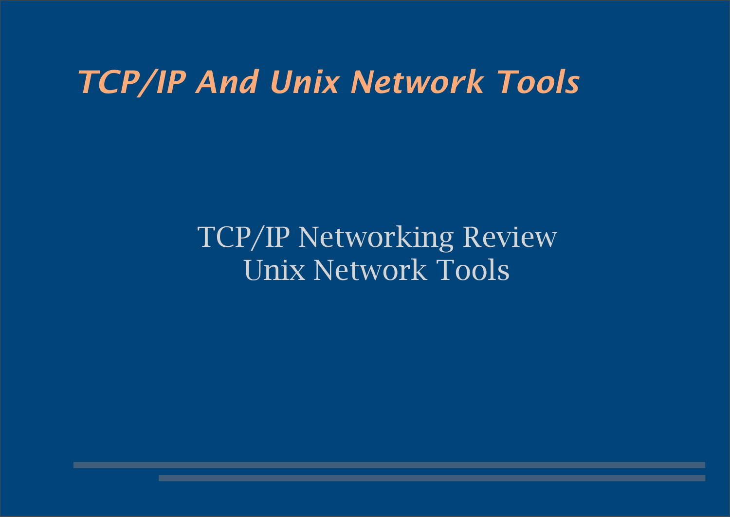# *TCP/IP And Unix Network Tools*

TCP/IP Networking Review
Unix Network Tools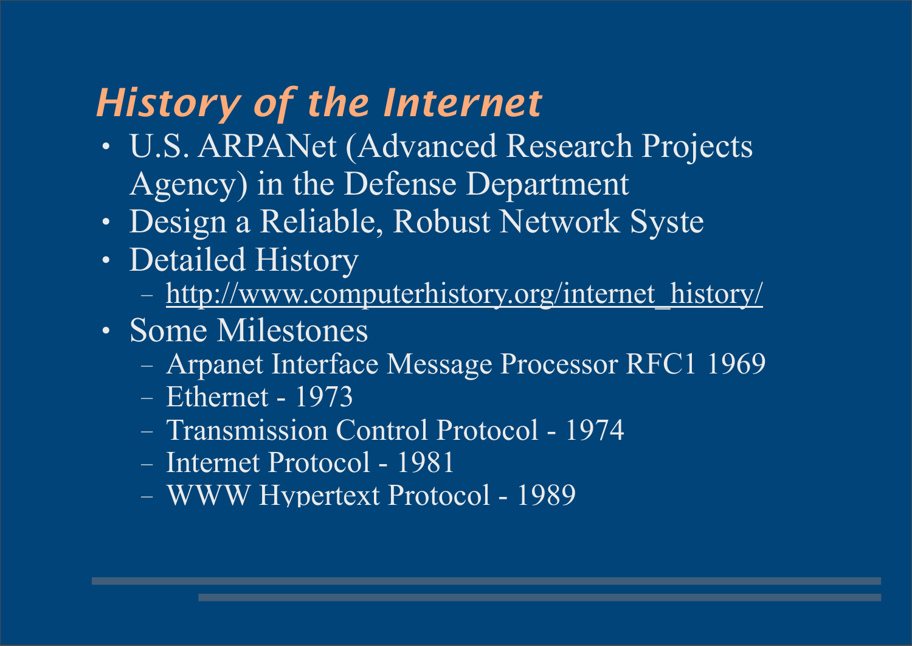# *History of the Internet*

- U.S. ARPANet (Advanced Research Projects Agency) in the Defense Department
- Design a Reliable, Robust Network Syste
- Detailed History
  - http://www.computerhistory.org/internet_history/
- Some Milestones
  - Arpanet Interface Message Processor RFC1 1969
  - Ethernet - 1973
  - Transmission Control Protocol - 1974
  - Internet Protocol - 1981
  - WWW Hypertext Protocol - 1989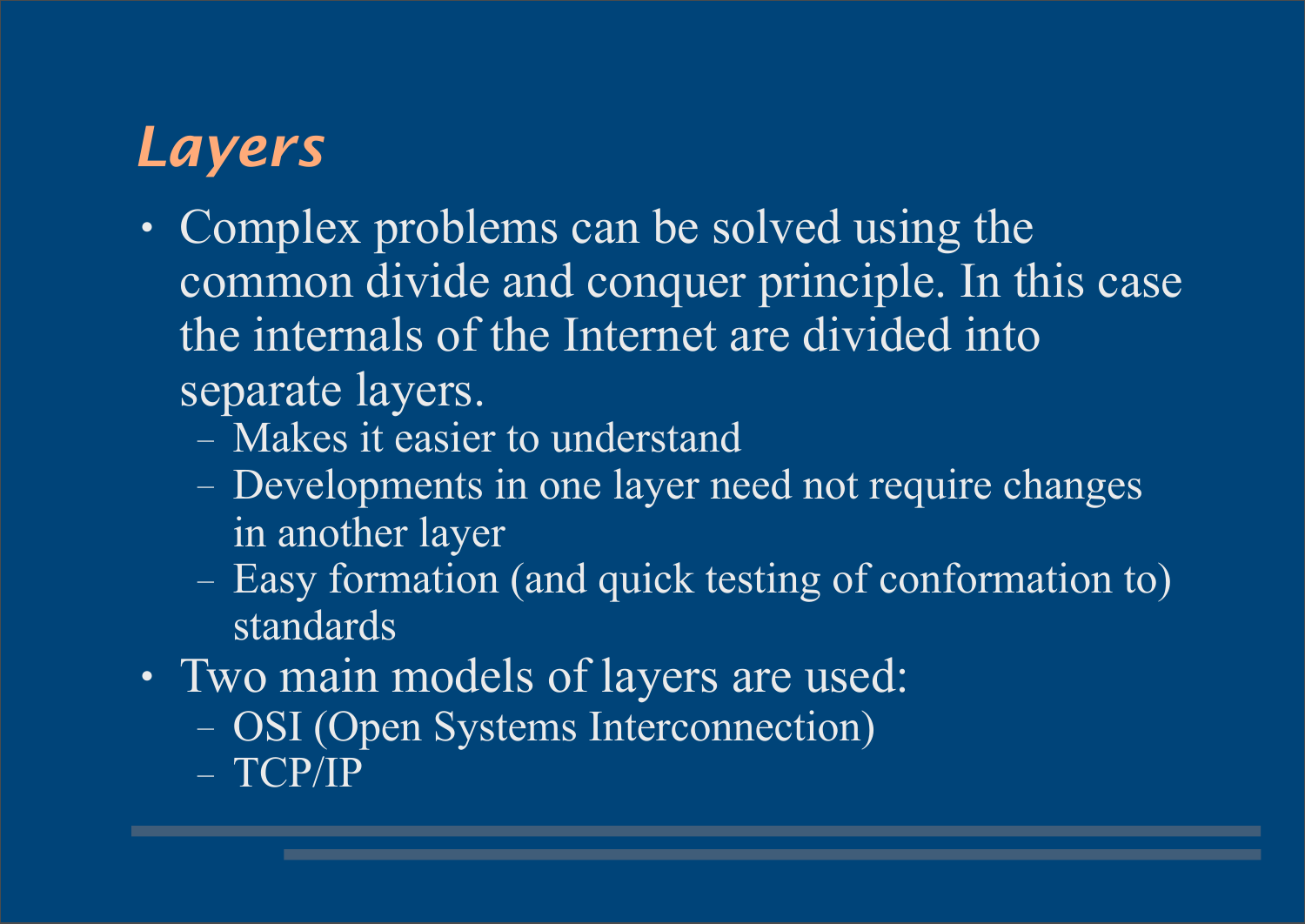# *Layers*

- Complex problems can be solved using the common divide and conquer principle. In this case the internals of the Internet are divided into separate layers.
  - Makes it easier to understand
  - Developments in one layer need not require changes in another layer
  - Easy formation (and quick testing of conformation to) standards
- Two main models of layers are used:
  - OSI (Open Systems Interconnection)
  - TCP/IP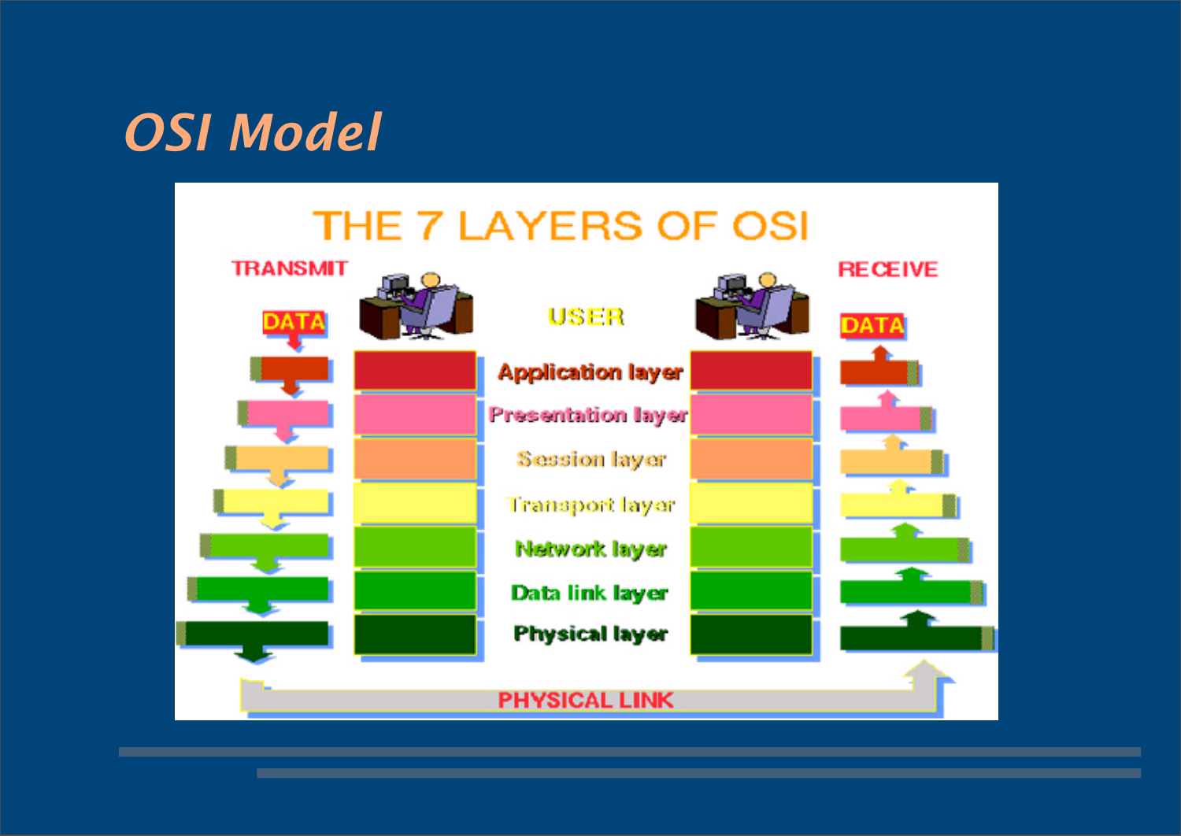# OSI Model

THE 7 LAYERS OF OSI

TRANSMIT

RECEIVE

DATA

USER

DATA

Application layer

Presentation layer

Session layer

Transport layer

Network layer

Data link layer

Physical layer

PHYSICAL LINK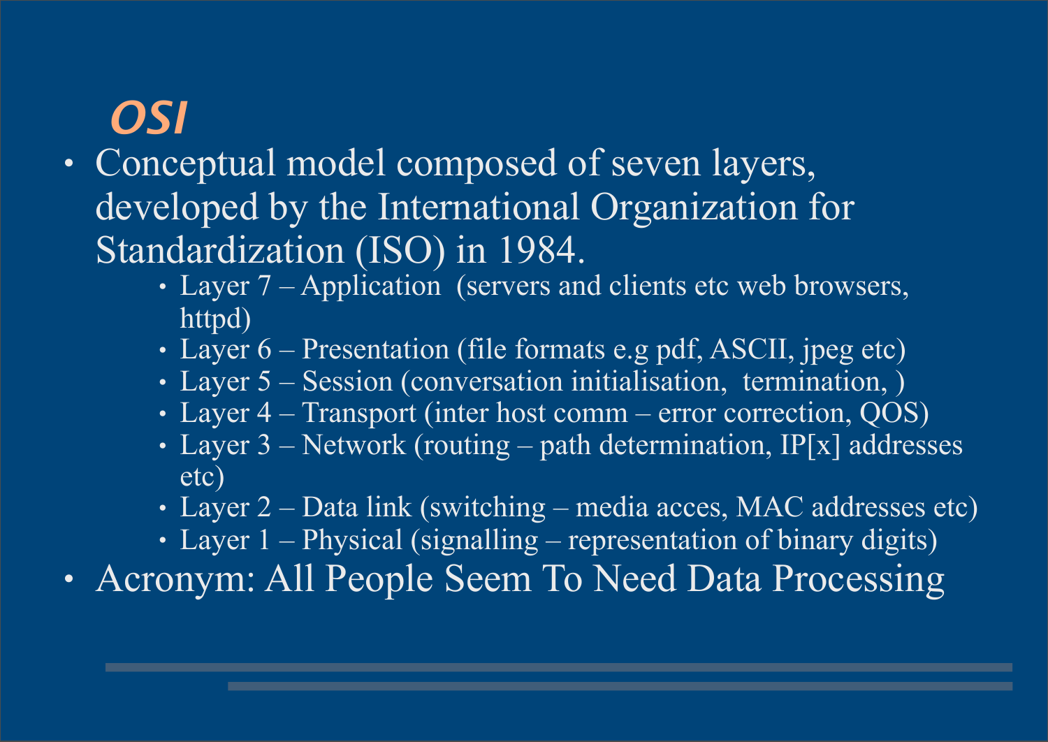# *OSI*

- Conceptual model composed of seven layers, developed by the International Organization for Standardization (ISO) in 1984.
  - Layer 7 – Application  (servers and clients etc web browsers, httpd)
  - Layer 6 – Presentation (file formats e.g pdf, ASCII, jpeg etc)
  - Layer 5 – Session (conversation initialisation,  termination, )
  - Layer 4 – Transport (inter host comm – error correction, QOS)
  - Layer 3 – Network (routing – path determination, IP[x] addresses etc)
  - Layer 2 – Data link (switching – media acces, MAC addresses etc)
  - Layer 1 – Physical (signalling – representation of binary digits)
- Acronym: All People Seem To Need Data Processing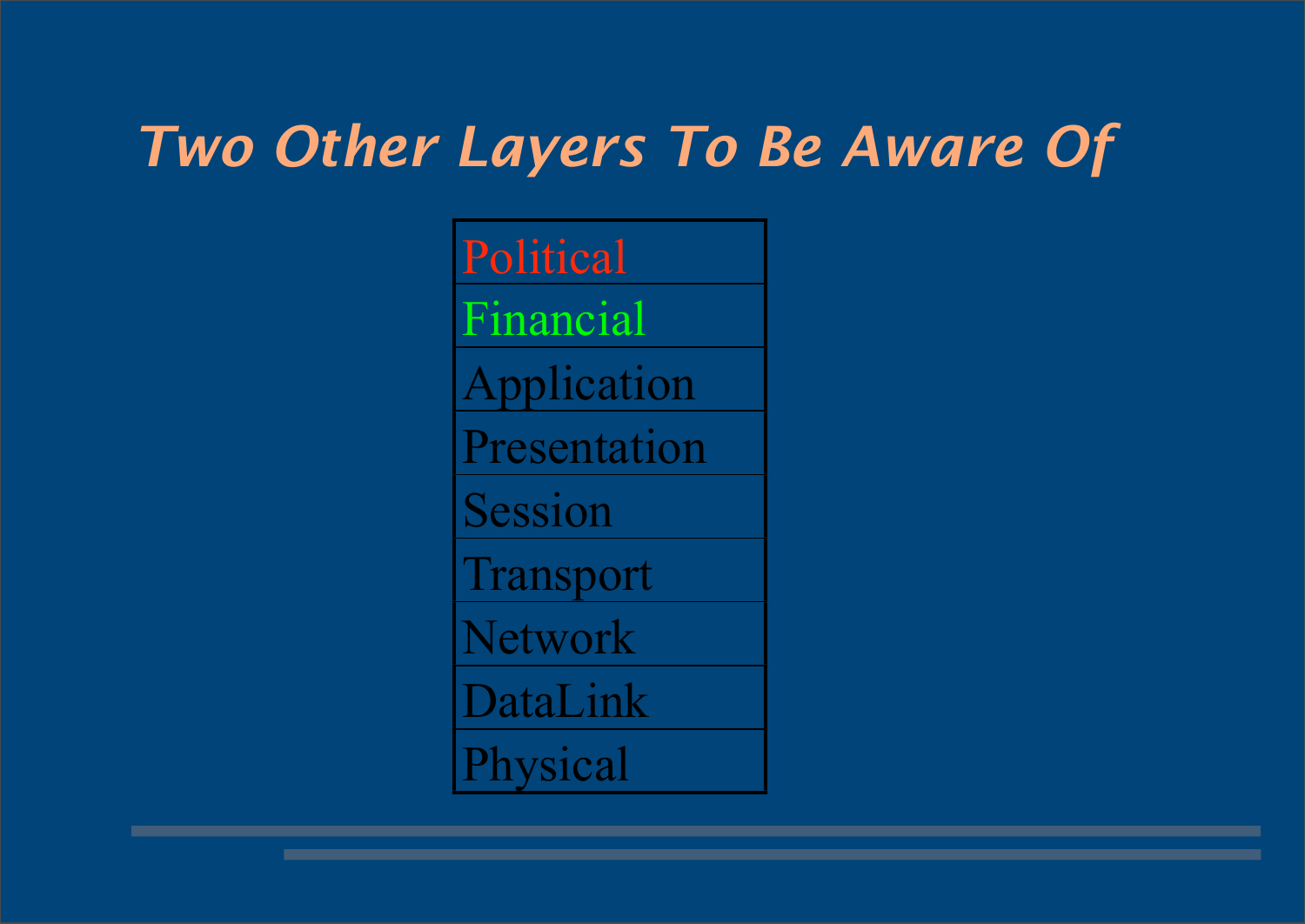# Two Other Layers To Be Aware Of

| Political |
| --- |
| Financial |
| Application |
| Presentation |
| Session |
| Transport |
| Network |
| DataLink |
| Physical |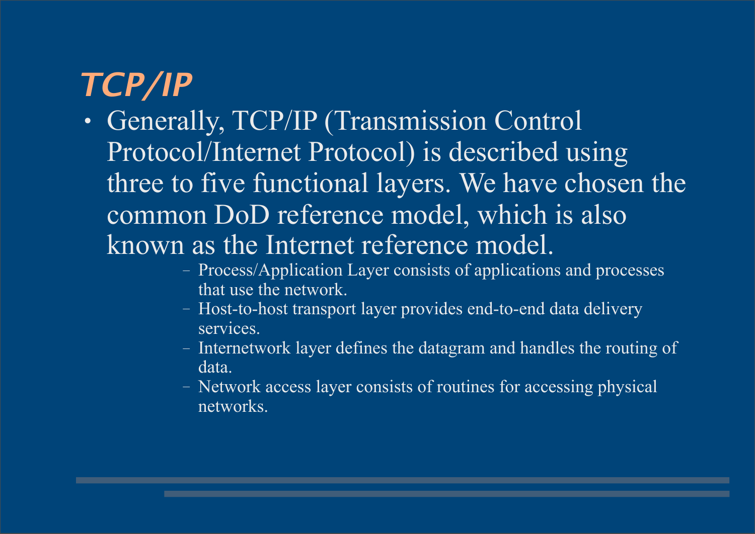# *TCP/IP*

- Generally, TCP/IP (Transmission Control Protocol/Internet Protocol) is described using three to five functional layers. We have chosen the common DoD reference model, which is also known as the Internet reference model.
  - Process/Application Layer consists of applications and processes that use the network.
  - Host-to-host transport layer provides end-to-end data delivery services.
  - Internetwork layer defines the datagram and handles the routing of data.
  - Network access layer consists of routines for accessing physical networks.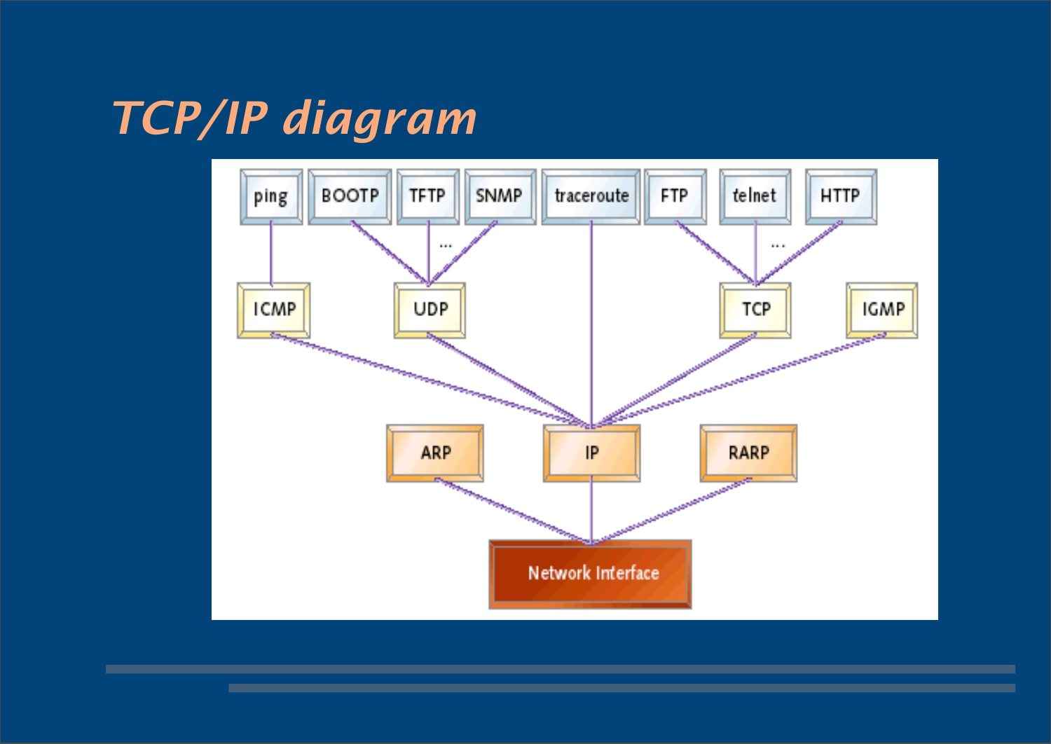# TCP/IP diagram

ping BOOTP TFTP SNMP traceroute FTP telnet HTTP

...

...

ICMP UDP TCP IGMP

ARP IP RARP

Network Interface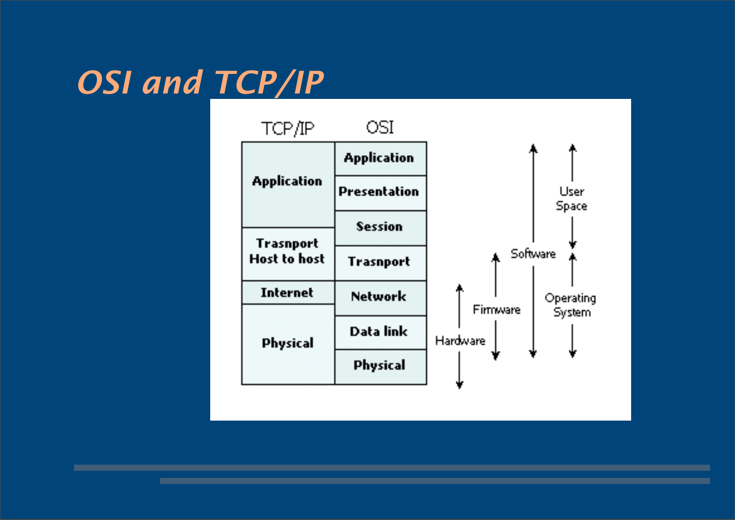# OSI and TCP/IP

| TCP/IP | OSI |
|---|---|
| Application | Application |
| | Presentation |
| | Session |
| Trasnport Host to host | Trasnport |
| Internet | Network |
| Physical | Data link |
| | Physical |

- User Space: Application, Presentation, Session
- Operating System: Trasnport, Network, Data link
- Software: Application through Data link
- Firmware: Network, Data link
- Hardware: Network, Data link, Physical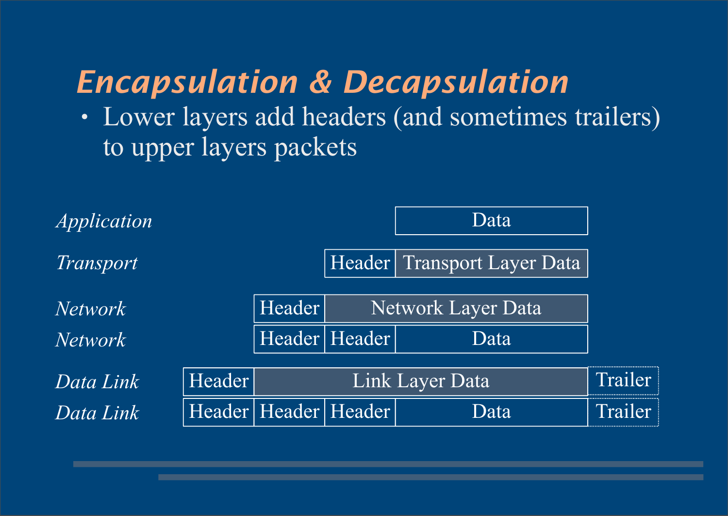# *Encapsulation & Decapsulation*

- Lower layers add headers (and sometimes trailers) to upper layers packets

| Layer | | | | | |
|---|---|---|---|---|---|
| *Application* | | | | Data | |
| *Transport* | | | Header | Transport Layer Data | |
| *Network* | | Header | Network Layer Data | | |
| *Network* | | Header | Header | Data | |
| *Data Link* | Header | Link Layer Data | | | Trailer |
| *Data Link* | Header | Header | Header | Data | Trailer |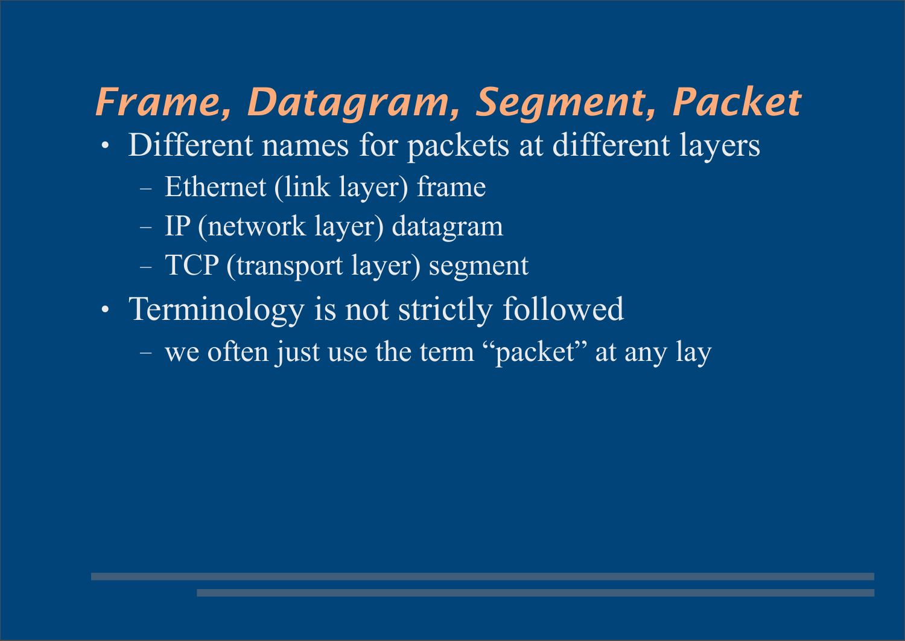# *Frame, Datagram, Segment, Packet*

- Different names for packets at different layers
  - Ethernet (link layer) frame
  - IP (network layer) datagram
  - TCP (transport layer) segment
- Terminology is not strictly followed
  - we often just use the term "packet" at any lay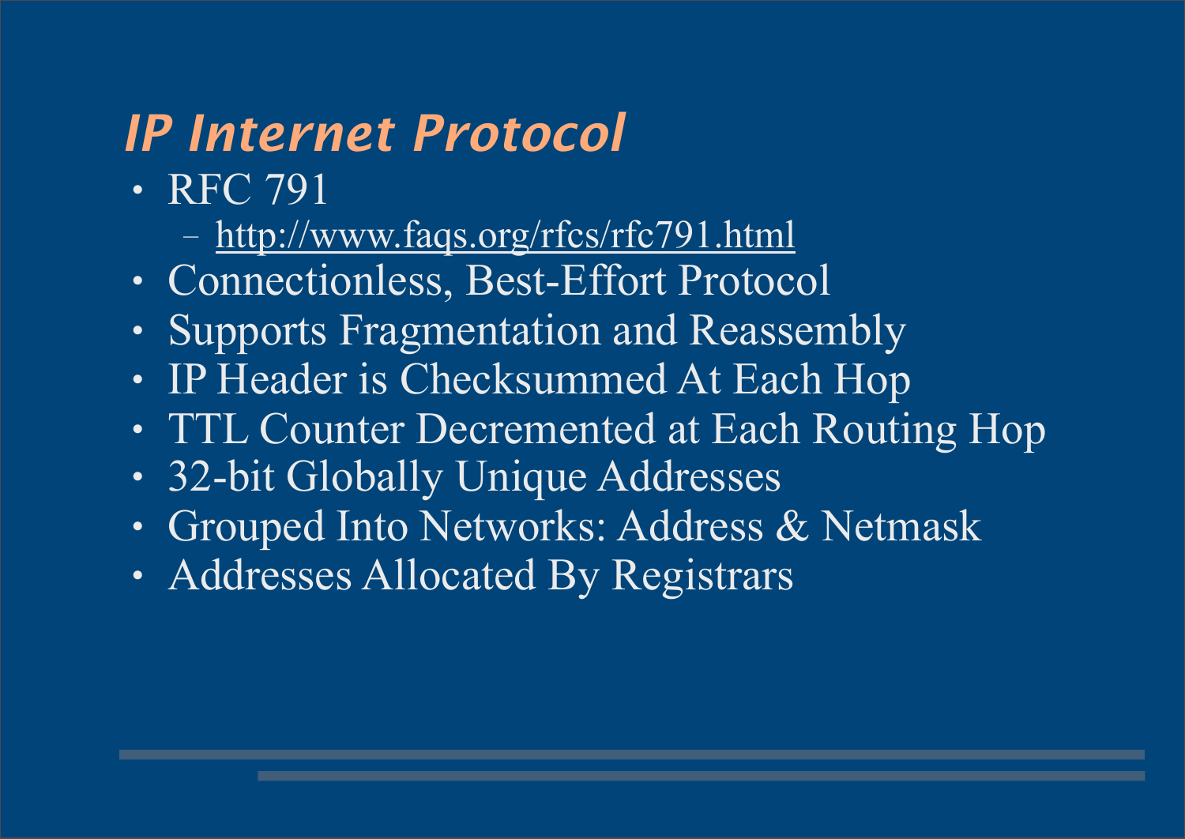# *IP Internet Protocol*

- RFC 791
  - http://www.faqs.org/rfcs/rfc791.html
- Connectionless, Best-Effort Protocol
- Supports Fragmentation and Reassembly
- IP Header is Checksummed At Each Hop
- TTL Counter Decremented at Each Routing Hop
- 32-bit Globally Unique Addresses
- Grouped Into Networks: Address & Netmask
- Addresses Allocated By Registrars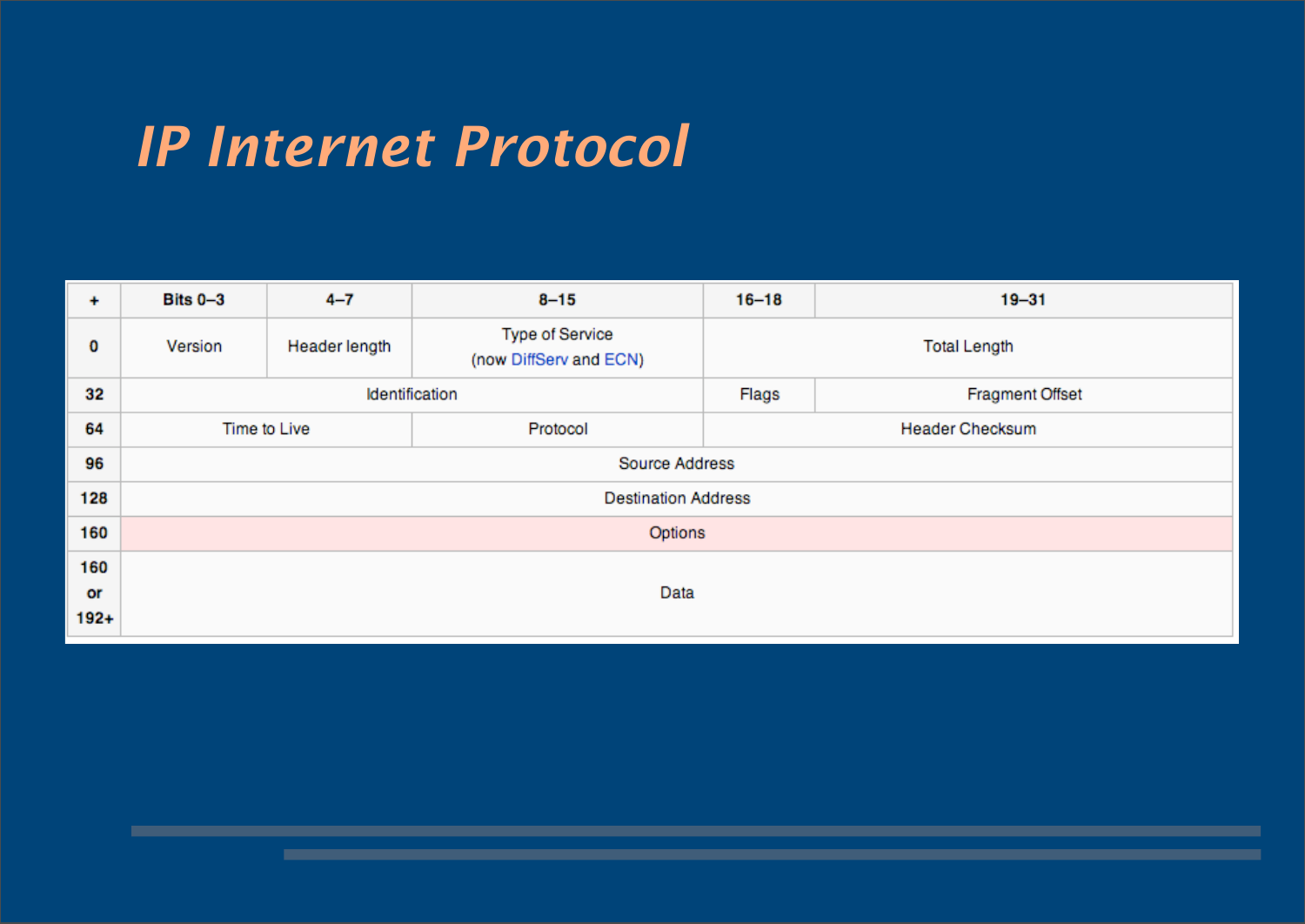# IP Internet Protocol

| + | Bits 0–3 | 4–7 | 8–15 | 16–18 | 19–31 |
|---|---|---|---|---|---|
| 0 | Version | Header length | Type of Service (now DiffServ and ECN) | Total Length | |
| 32 | Identification | | | Flags | Fragment Offset |
| 64 | Time to Live | | Protocol | Header Checksum | |
| 96 | Source Address | | | | |
| 128 | Destination Address | | | | |
| 160 | Options | | | | |
| 160 or 192+ | Data | | | | |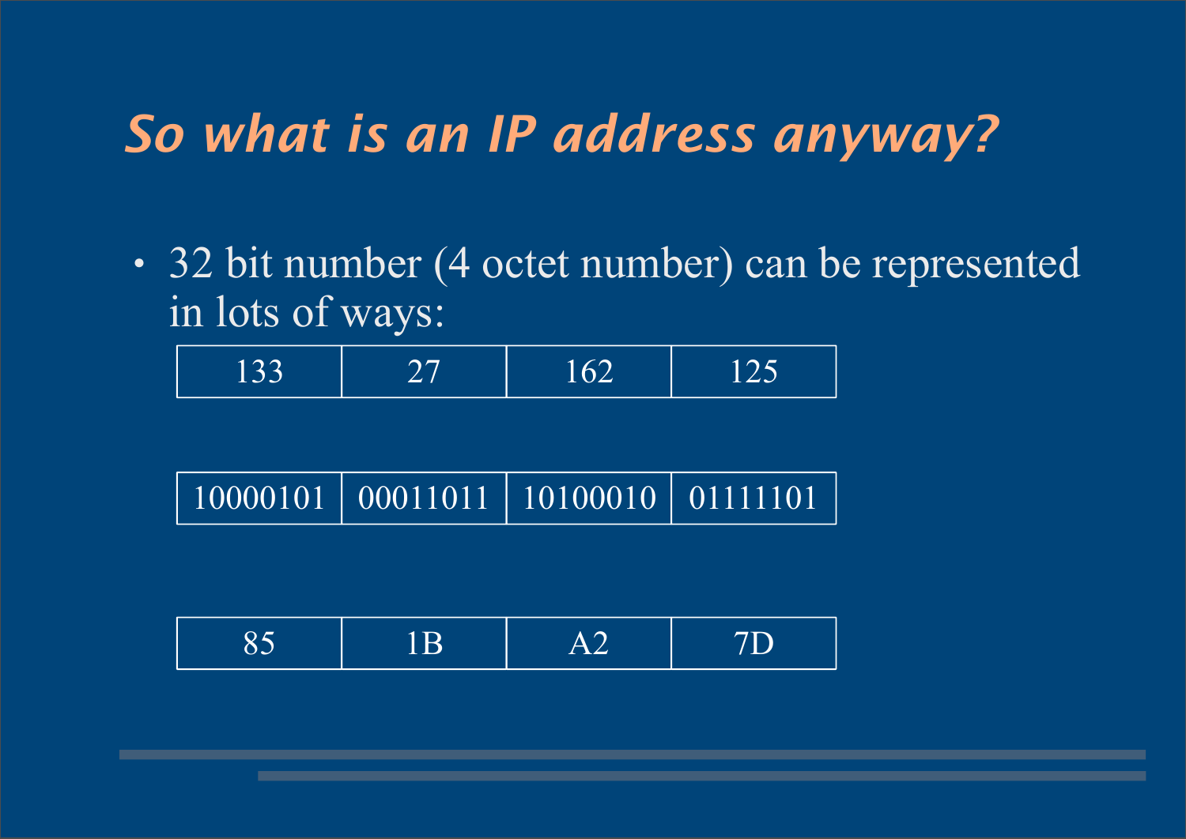# *So what is an IP address anyway?*

- 32 bit number (4 octet number) can be represented in lots of ways:

| 133 | 27 | 162 | 125 |
|---|---|---|---|

| 10000101 | 00011011 | 10100010 | 01111101 |
|---|---|---|---|

| 85 | 1B | A2 | 7D |
|---|---|---|---|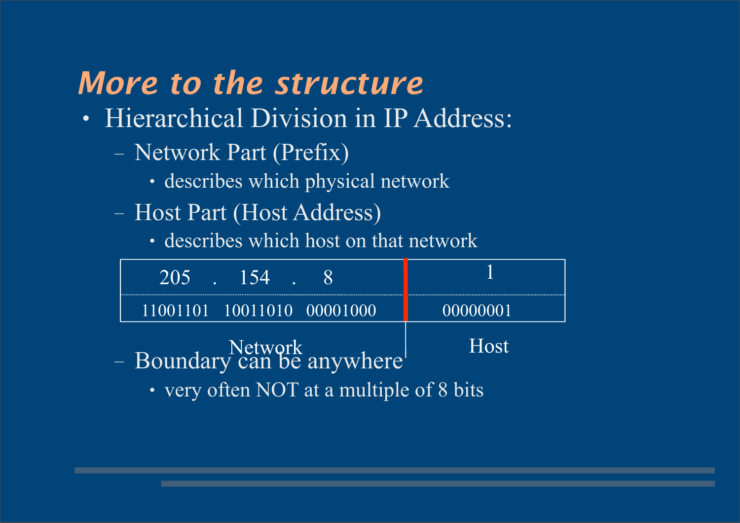## *More to the structure*

- Hierarchical Division in IP Address:
  - Network Part (Prefix)
    - describes which physical network
  - Host Part (Host Address)
    - describes which host on that network

| Network | Host |
|---|---|
| 205 . 154 . 8 | 1 |
| 11001101 10011010 00001000 | 00000001 |

  - Boundary can be anywhere
    - very often NOT at a multiple of 8 bits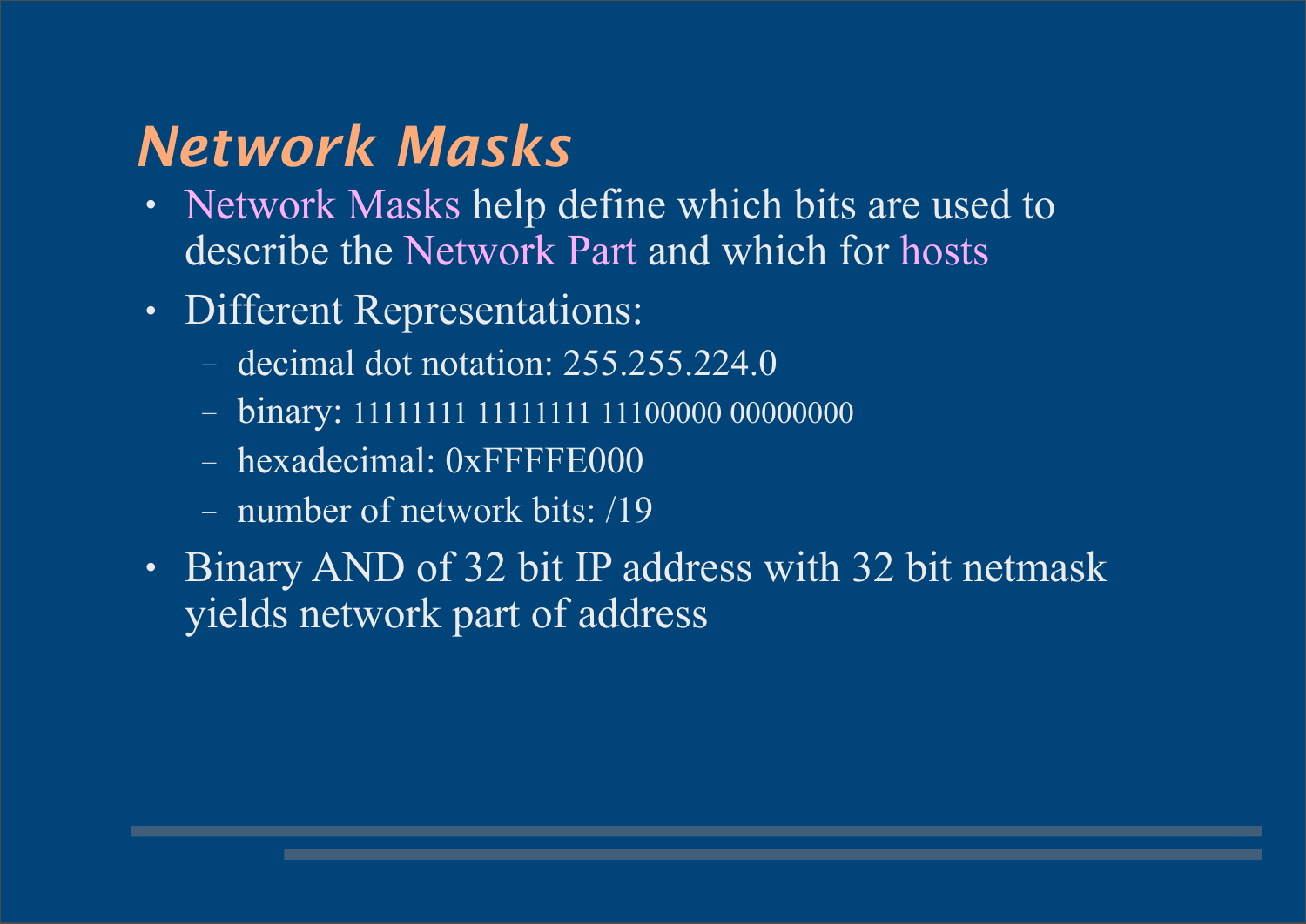# Network Masks

- Network Masks help define which bits are used to describe the Network Part and which for hosts
- Different Representations:
  - decimal dot notation: 255.255.224.0
  - binary: 11111111 11111111 11100000 00000000
  - hexadecimal: 0xFFFFE000
  - number of network bits: /19
- Binary AND of 32 bit IP address with 32 bit netmask yields network part of address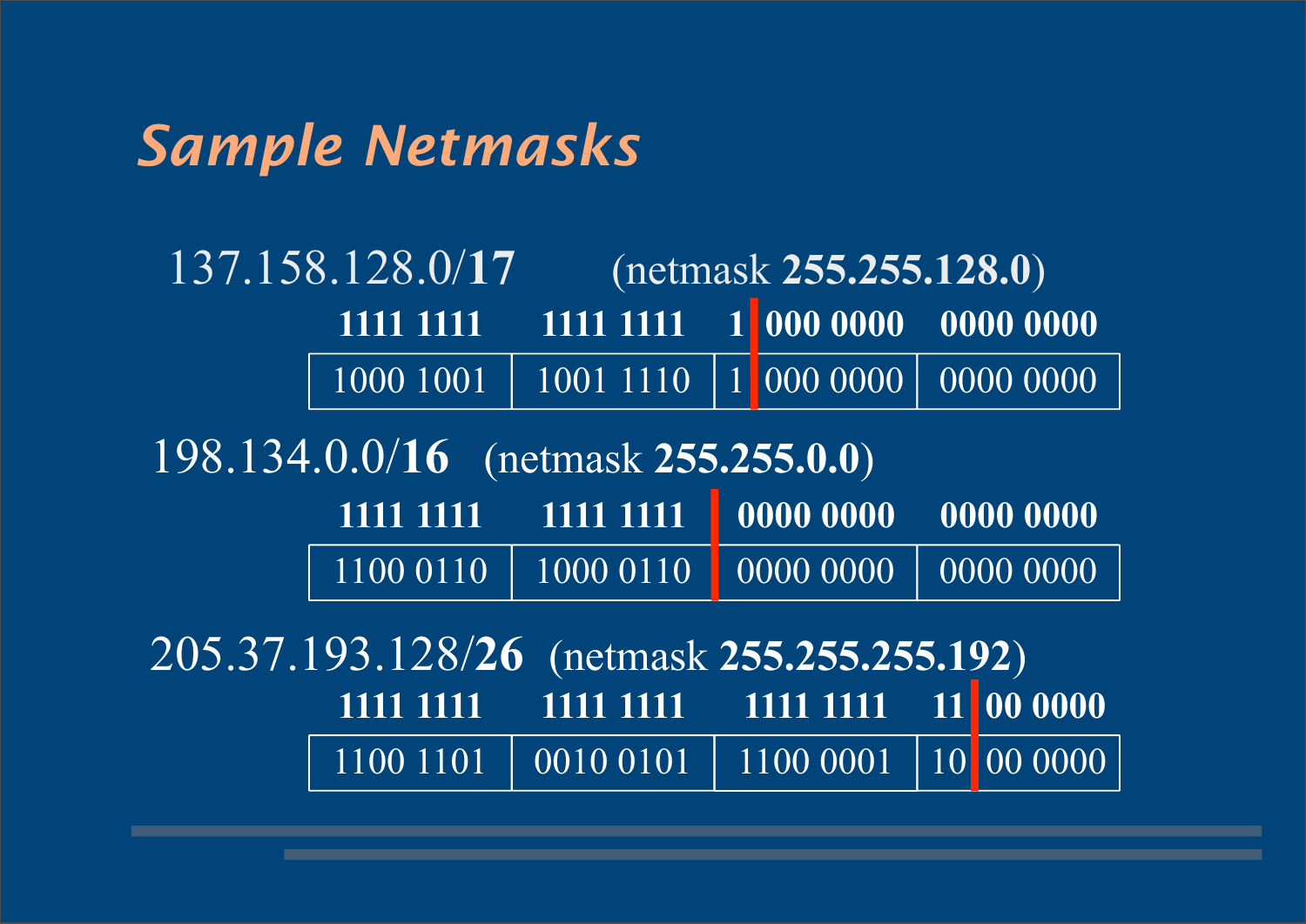## Sample Netmasks

137.158.128.0/**17** (netmask **255.255.128.0**)

| **1111 1111** | **1111 1111** | **1 \| 000 0000** | **0000 0000** |
|---|---|---|---|
| 1000 1001 | 1001 1110 | 1 \| 000 0000 | 0000 0000 |

198.134.0.0/**16** (netmask **255.255.0.0**)

| **1111 1111** | **1111 1111** \| | **0000 0000** | **0000 0000** |
|---|---|---|---|
| 1100 0110 | 1000 0110 \| | 0000 0000 | 0000 0000 |

205.37.193.128/**26** (netmask **255.255.255.192**)

| **1111 1111** | **1111 1111** | **1111 1111** | **11 \| 00 0000** |
|---|---|---|---|
| 1100 1101 | 0010 0101 | 1100 0001 | 10 \| 00 0000 |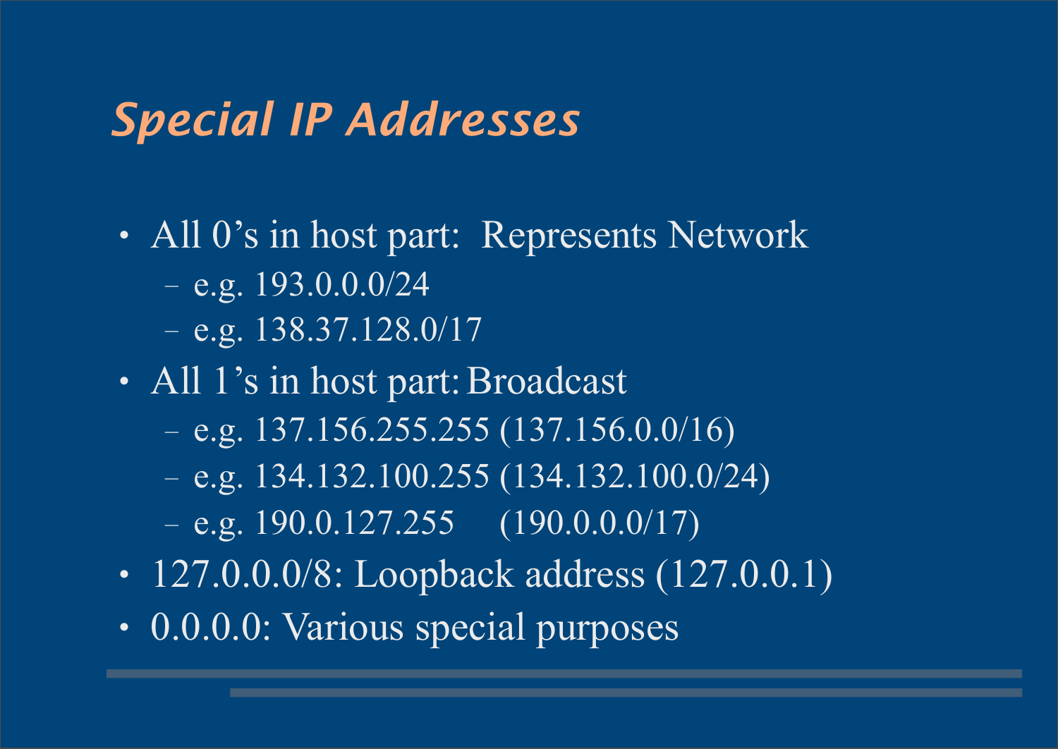# *Special IP Addresses*

- All 0's in host part: Represents Network
  - e.g. 193.0.0.0/24
  - e.g. 138.37.128.0/17
- All 1's in host part: Broadcast
  - e.g. 137.156.255.255 (137.156.0.0/16)
  - e.g. 134.132.100.255 (134.132.100.0/24)
  - e.g. 190.0.127.255 (190.0.0.0/17)
- 127.0.0.0/8: Loopback address (127.0.0.1)
- 0.0.0.0: Various special purposes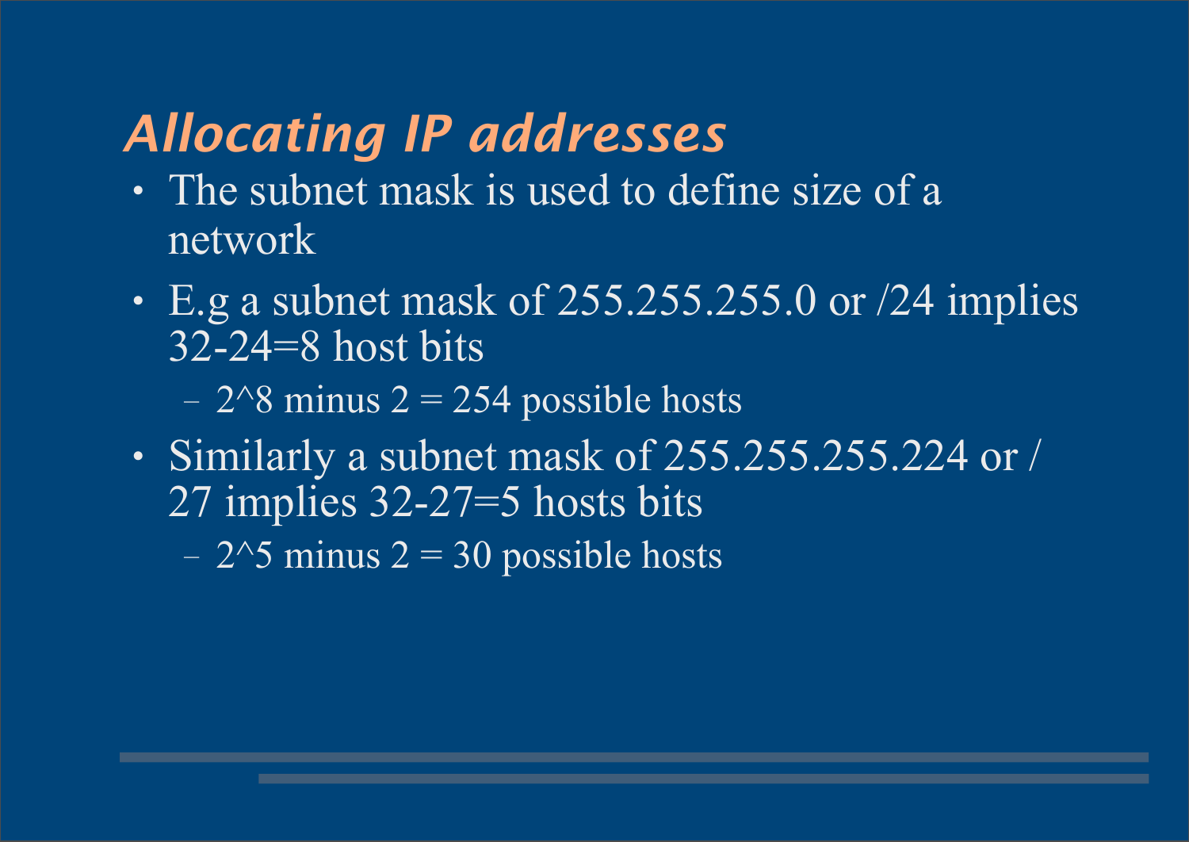# *Allocating IP addresses*

- The subnet mask is used to define size of a network
- E.g a subnet mask of 255.255.255.0 or /24 implies 32-24=8 host bits
  - 2^8 minus 2 = 254 possible hosts
- Similarly a subnet mask of 255.255.255.224 or /27 implies 32-27=5 hosts bits
  - 2^5 minus 2 = 30 possible hosts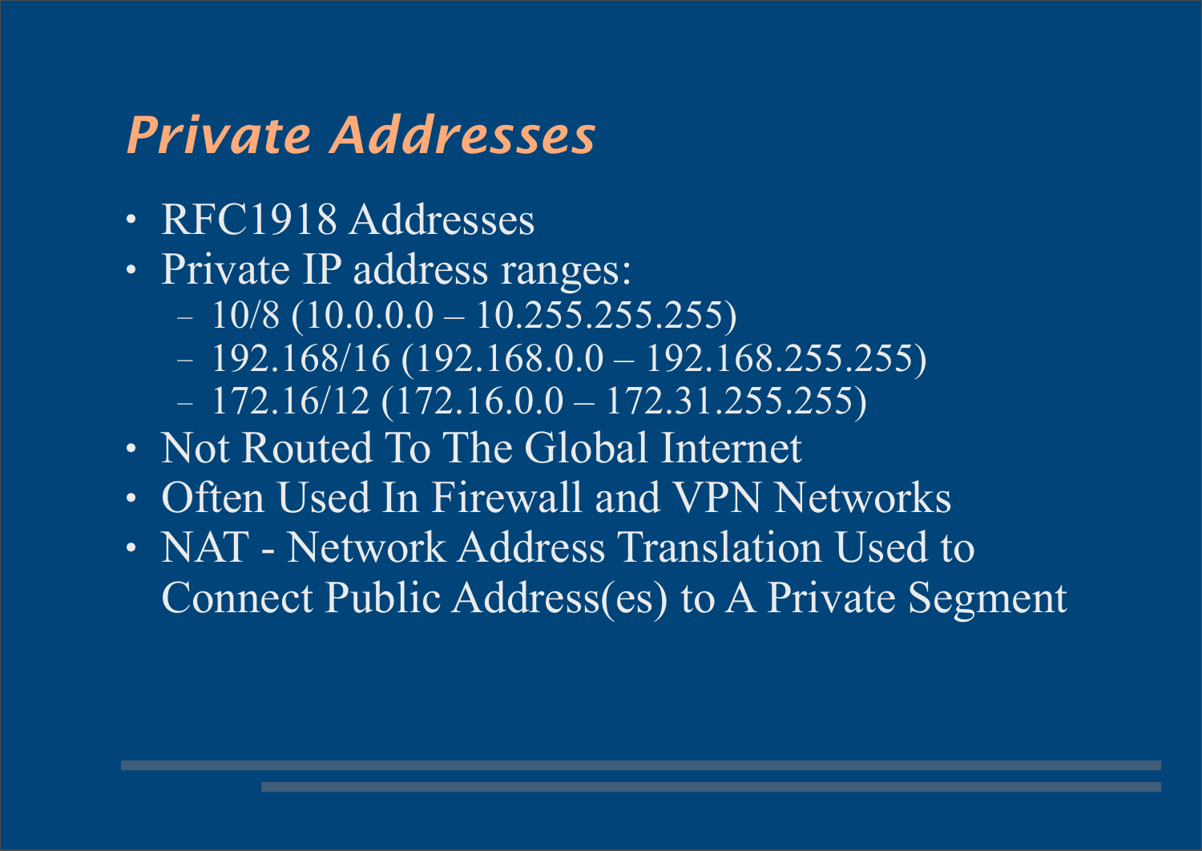# *Private Addresses*

- RFC1918 Addresses
- Private IP address ranges:
  - 10/8 (10.0.0.0 – 10.255.255.255)
  - 192.168/16 (192.168.0.0 – 192.168.255.255)
  - 172.16/12 (172.16.0.0 – 172.31.255.255)
- Not Routed To The Global Internet
- Often Used In Firewall and VPN Networks
- NAT - Network Address Translation Used to Connect Public Address(es) to A Private Segment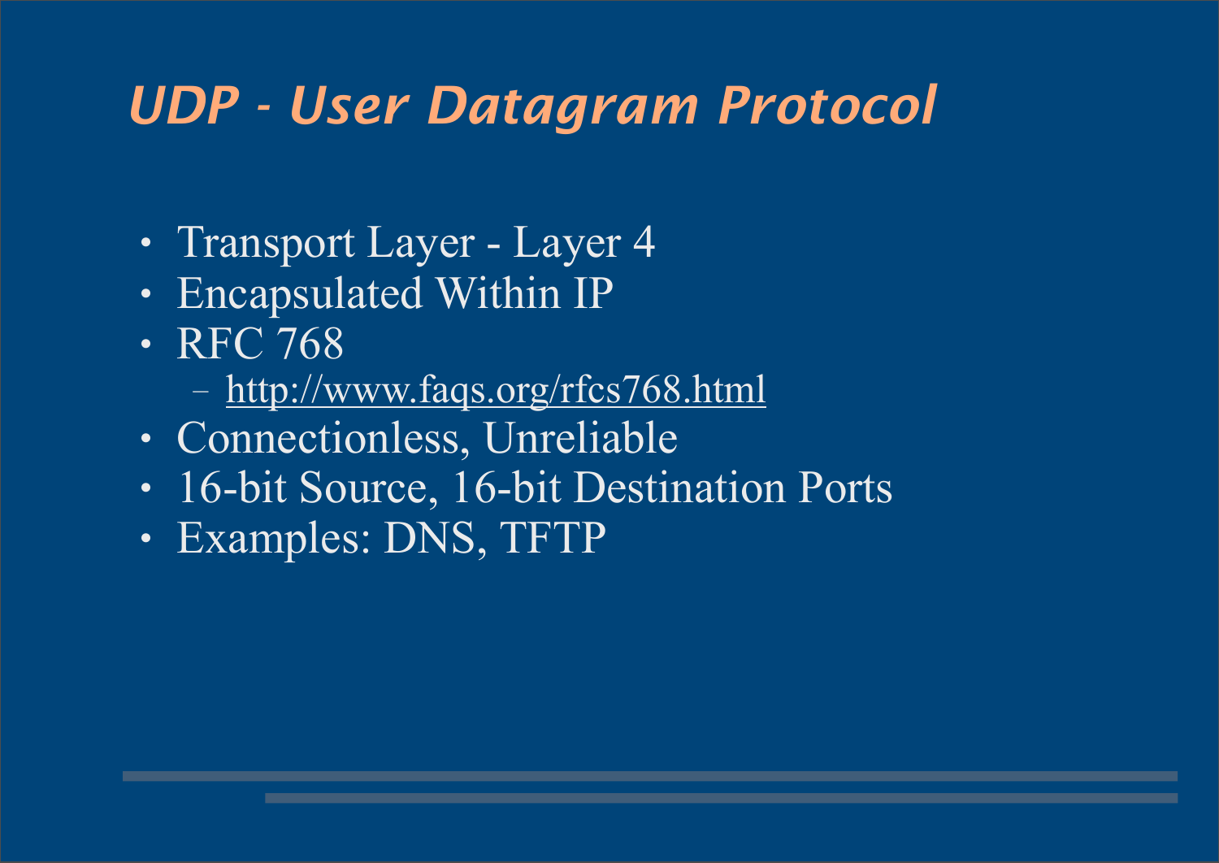# *UDP - User Datagram Protocol*

- Transport Layer - Layer 4
- Encapsulated Within IP
- RFC 768
  - http://www.faqs.org/rfcs768.html
- Connectionless, Unreliable
- 16-bit Source, 16-bit Destination Ports
- Examples: DNS, TFTP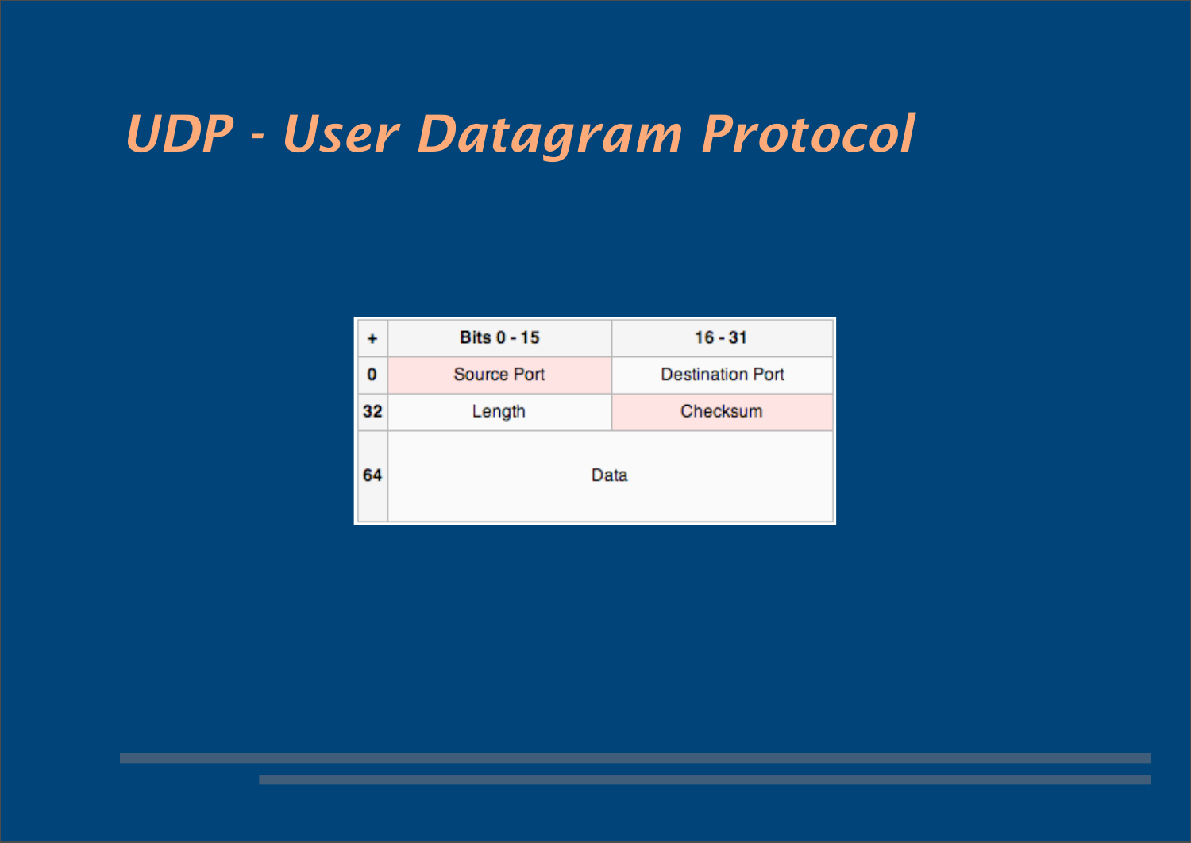# UDP - User Datagram Protocol

| + | Bits 0 - 15 | 16 - 31 |
|---|---|---|
| 0 | Source Port | Destination Port |
| 32 | Length | Checksum |
| 64 | Data | |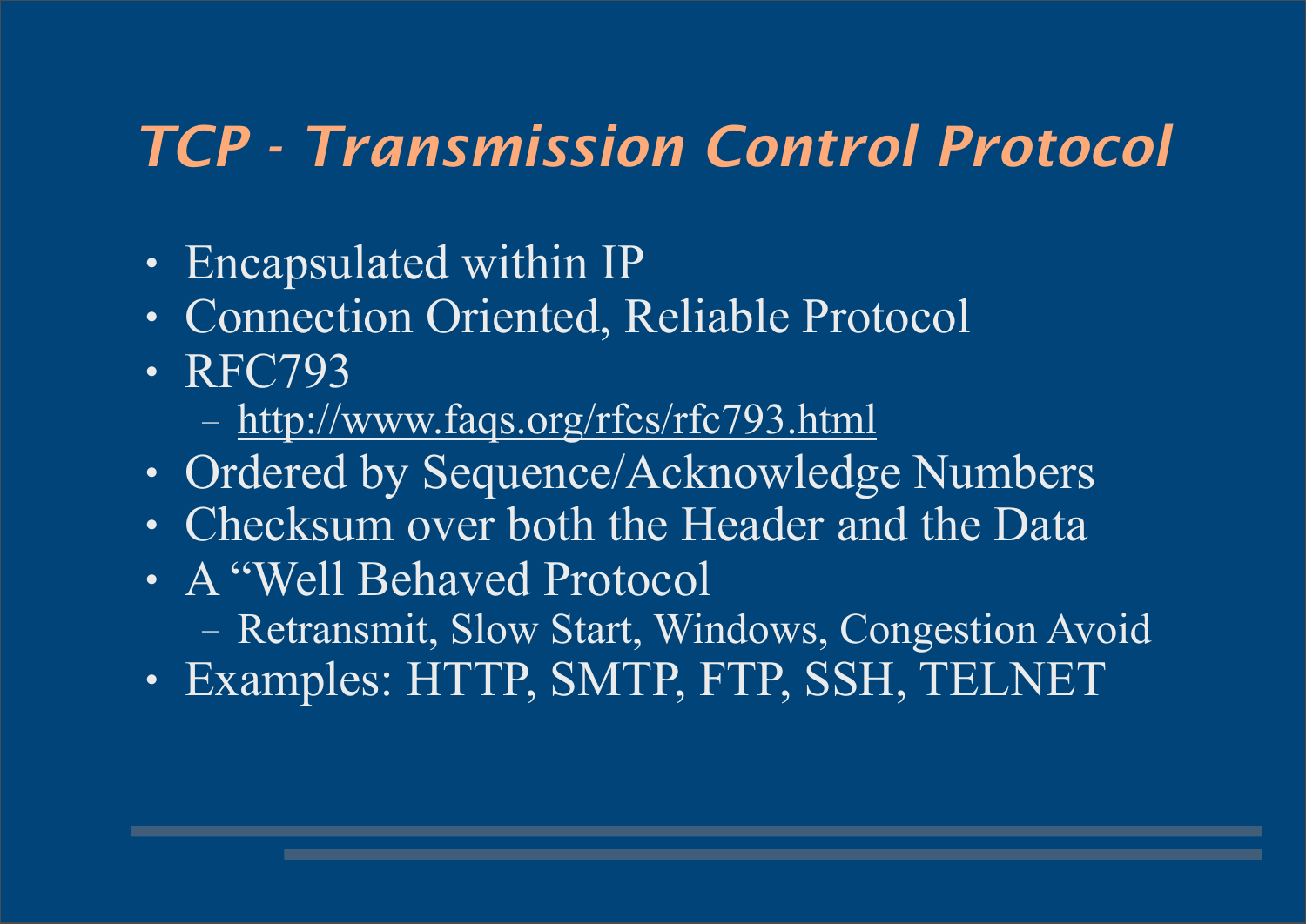# *TCP - Transmission Control Protocol*

- Encapsulated within IP
- Connection Oriented, Reliable Protocol
- RFC793
  - http://www.faqs.org/rfcs/rfc793.html
- Ordered by Sequence/Acknowledge Numbers
- Checksum over both the Header and the Data
- A “Well Behaved Protocol
  - Retransmit, Slow Start, Windows, Congestion Avoid
- Examples: HTTP, SMTP, FTP, SSH, TELNET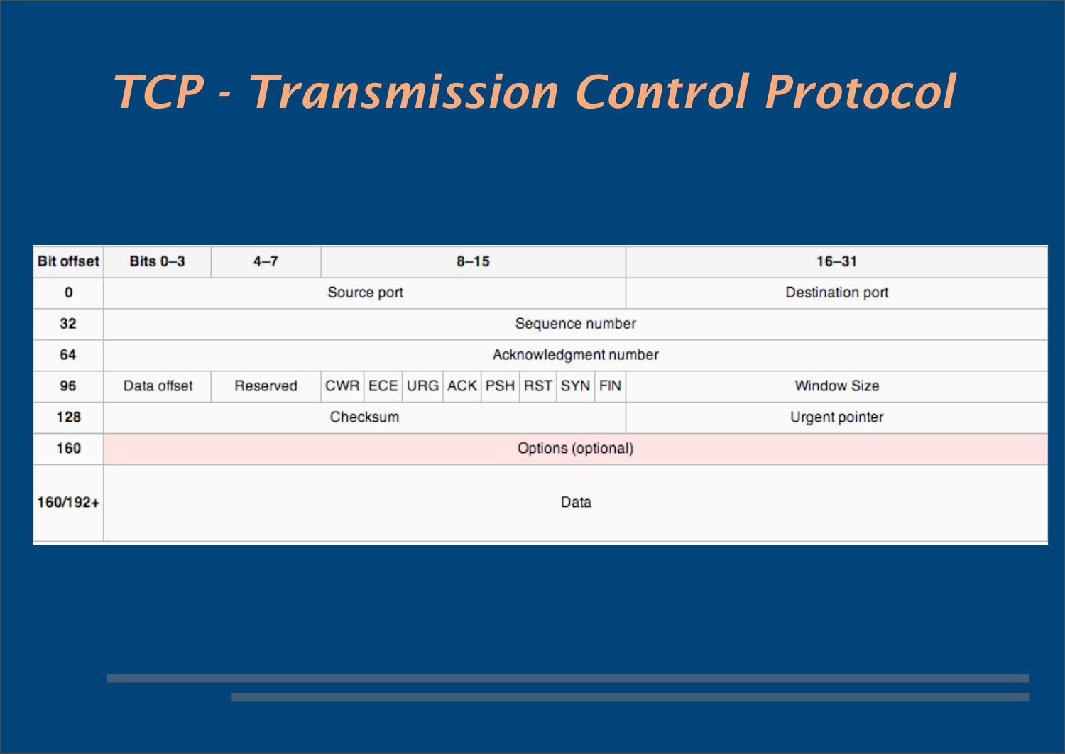# TCP - Transmission Control Protocol

| Bit offset | Bits 0–3 | 4–7 | 8–15 | | | | | | | | 16–31 |
|---|---|---|---|---|---|---|---|---|---|---|---|
| 0 | Source port | | | | | | | | | | Destination port |
| 32 | Sequence number | | | | | | | | | | |
| 64 | Acknowledgment number | | | | | | | | | | |
| 96 | Data offset | Reserved | CWR | ECE | URG | ACK | PSH | RST | SYN | FIN | Window Size |
| 128 | Checksum | | | | | | | | | | Urgent pointer |
| 160 | Options (optional) | | | | | | | | | | |
| 160/192+ | Data | | | | | | | | | | |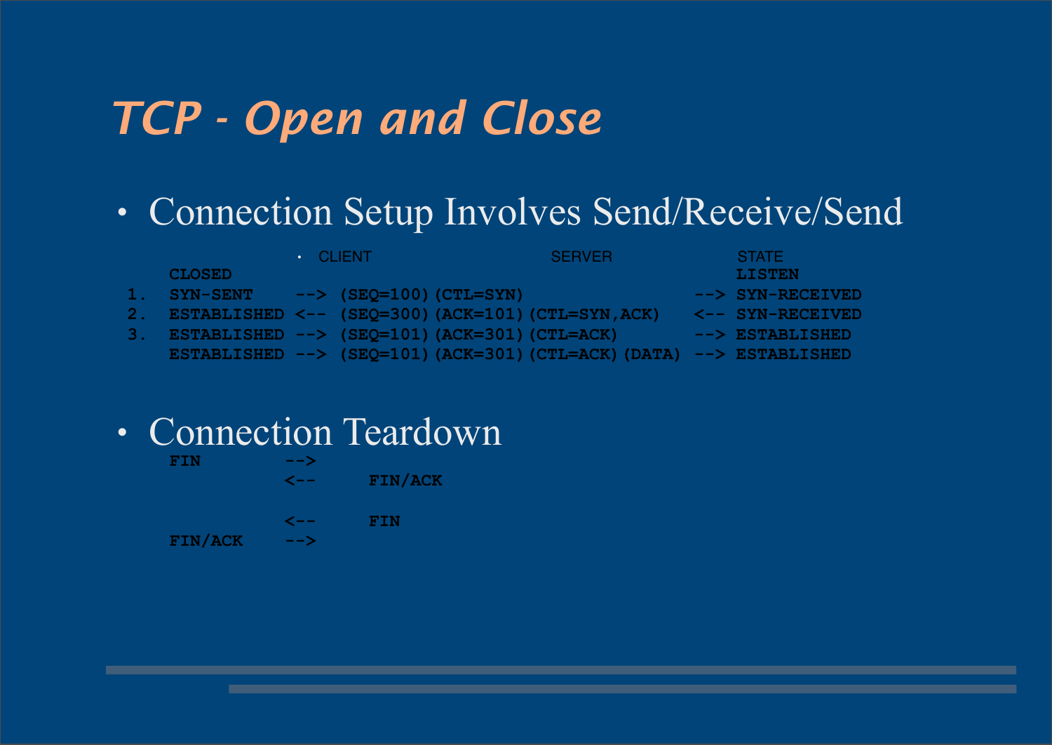# *TCP - Open and Close*

- Connection Setup Involves Send/Receive/Send

```
                  • CLIENT                            SERVER              STATE
     CLOSED                                                               LISTEN
 1.  SYN-SENT    --> (SEQ=100)(CTL=SYN)                               --> SYN-RECEIVED
 2.  ESTABLISHED <-- (SEQ=300)(ACK=101)(CTL=SYN,ACK)                  <-- SYN-RECEIVED
 3.  ESTABLISHED --> (SEQ=101)(ACK=301)(CTL=ACK)                      --> ESTABLISHED
     ESTABLISHED --> (SEQ=101)(ACK=301)(CTL=ACK)(DATA)                --> ESTABLISHED
```

- Connection Teardown

```
     FIN         -->
                 <--      FIN/ACK

                 <--      FIN
     FIN/ACK     -->
```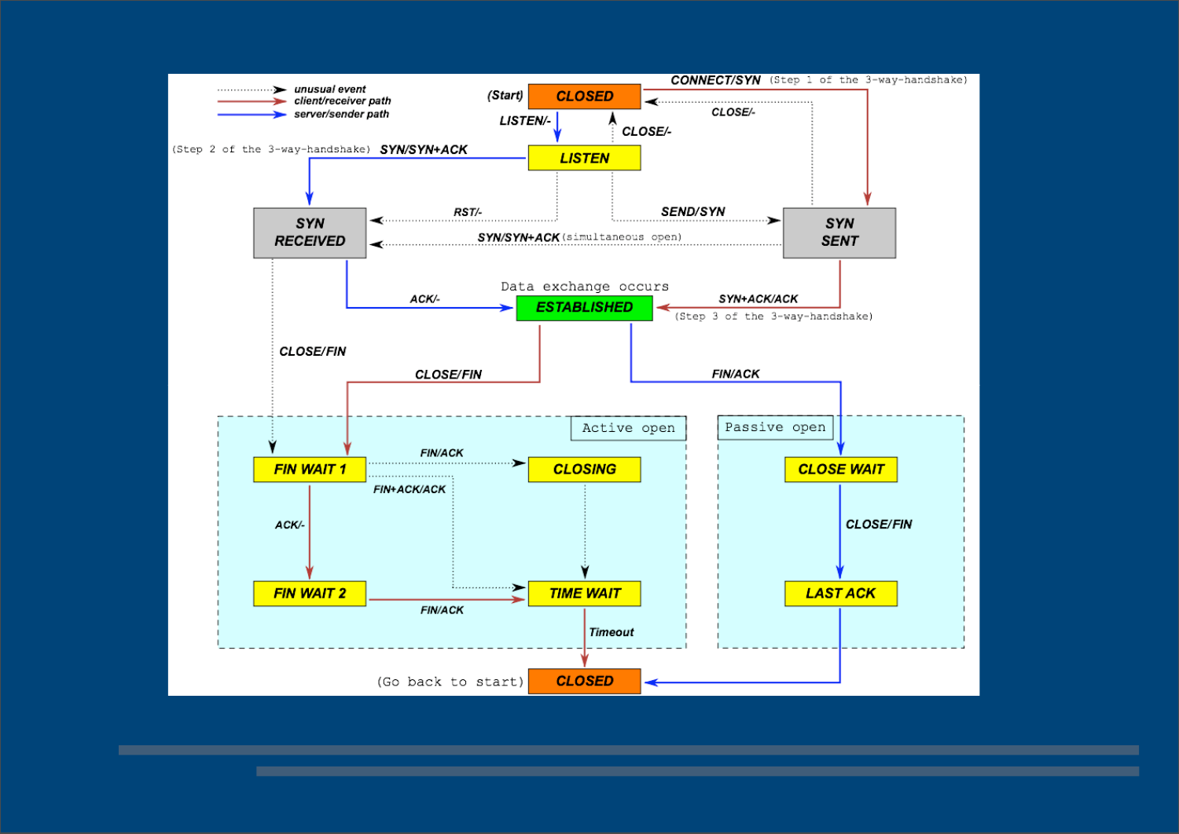unusual event
client/receiver path
server/sender path

(Start) CLOSED

CONNECT/SYN (Step 1 of the 3-way-handshake)

LISTEN/-

CLOSE/-

CLOSE/-

LISTEN

(Step 2 of the 3-way-handshake) SYN/SYN+ACK

RST/-

SEND/SYN

SYN RECEIVED

SYN/SYN+ACK (simultaneous open)

SYN SENT

Data exchange occurs

ACK/-

ESTABLISHED

SYN+ACK/ACK

(Step 3 of the 3-way-handshake)

CLOSE/FIN

CLOSE/FIN

FIN/ACK

Active open

Passive open

FIN WAIT 1

FIN/ACK

CLOSING

FIN+ACK/ACK

CLOSE WAIT

ACK/-

CLOSE/FIN

FIN WAIT 2

FIN/ACK

TIME WAIT

LAST ACK

Timeout

(Go back to start) CLOSED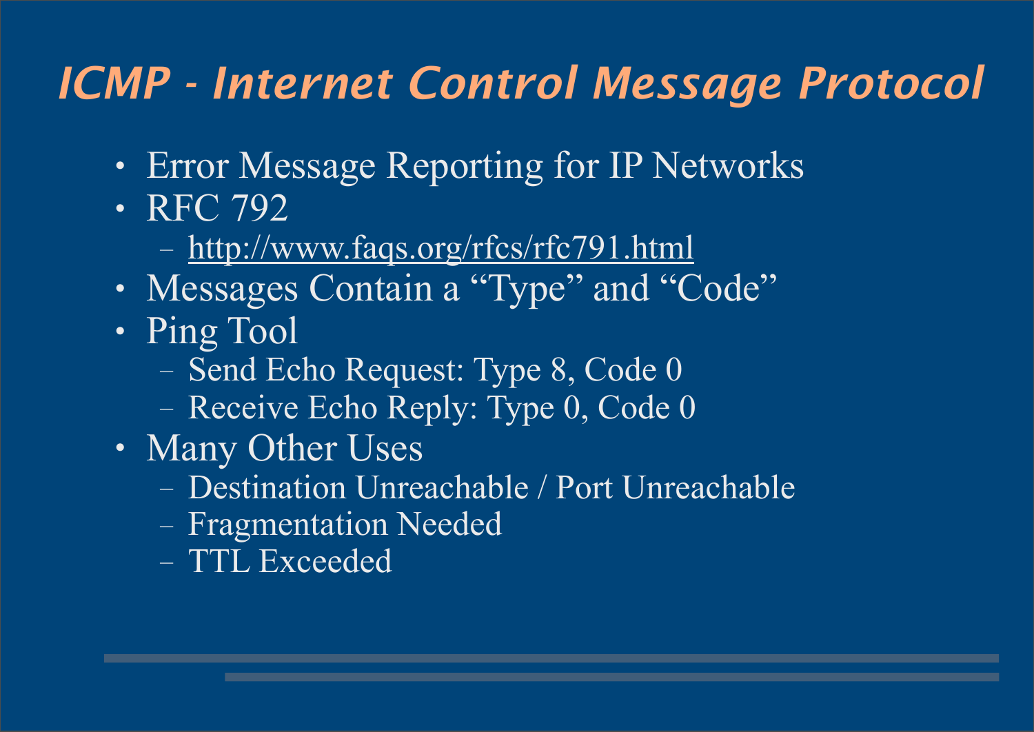# *ICMP - Internet Control Message Protocol*

- Error Message Reporting for IP Networks
- RFC 792
  - http://www.faqs.org/rfcs/rfc791.html
- Messages Contain a "Type" and "Code"
- Ping Tool
  - Send Echo Request: Type 8, Code 0
  - Receive Echo Reply: Type 0, Code 0
- Many Other Uses
  - Destination Unreachable / Port Unreachable
  - Fragmentation Needed
  - TTL Exceeded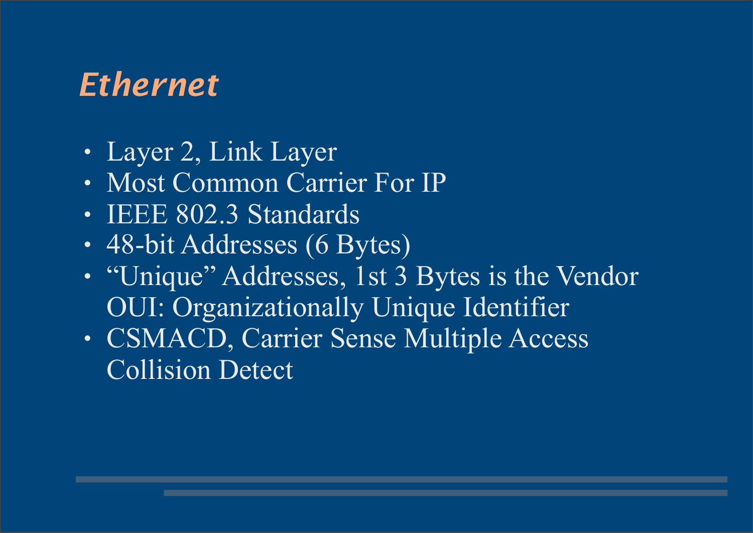# *Ethernet*

- Layer 2, Link Layer
- Most Common Carrier For IP
- IEEE 802.3 Standards
- 48-bit Addresses (6 Bytes)
- “Unique” Addresses, 1st 3 Bytes is the Vendor OUI: Organizationally Unique Identifier
- CSMACD, Carrier Sense Multiple Access Collision Detect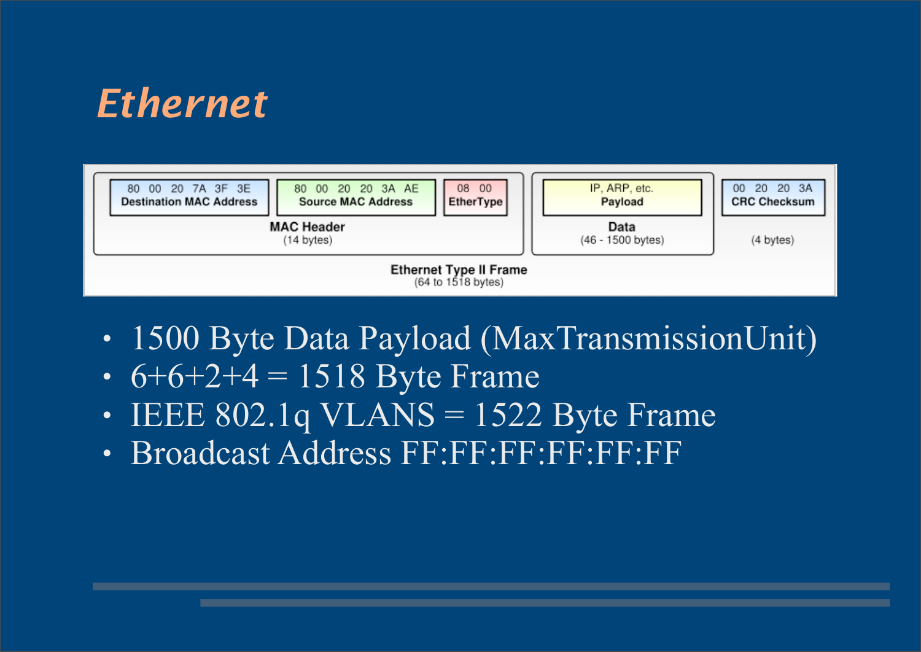# Ethernet

| 80 00 20 7A 3F 3E<br>**Destination MAC Address** | 80 00 20 20 3A AE<br>**Source MAC Address** | 08 00<br>**EtherType** | IP, ARP, etc.<br>**Payload** | 00 20 20 3A<br>**CRC Checksum** |
|---|---|---|---|---|
| **MAC Header** (14 bytes) | | | **Data** (46 - 1500 bytes) | (4 bytes) |

**Ethernet Type II Frame**
(64 to 1518 bytes)

- 1500 Byte Data Payload (MaxTransmissionUnit)
- 6+6+2+4 = 1518 Byte Frame
- IEEE 802.1q VLANS = 1522 Byte Frame
- Broadcast Address FF:FF:FF:FF:FF:FF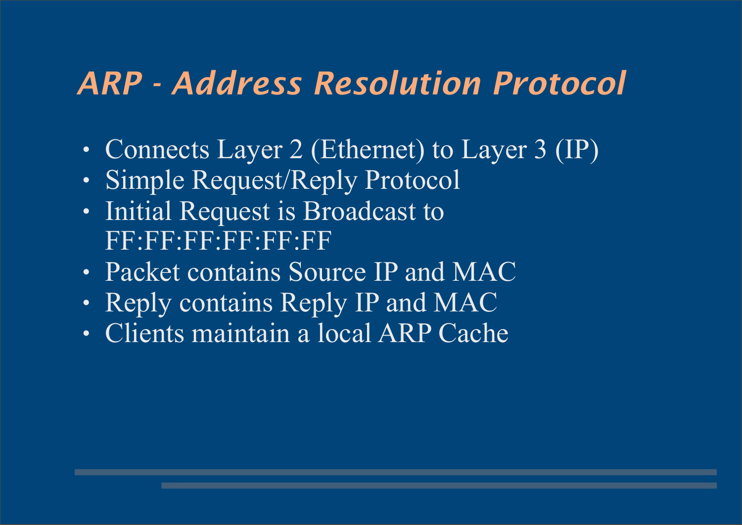# *ARP - Address Resolution Protocol*

- Connects Layer 2 (Ethernet) to Layer 3 (IP)
- Simple Request/Reply Protocol
- Initial Request is Broadcast to FF:FF:FF:FF:FF:FF
- Packet contains Source IP and MAC
- Reply contains Reply IP and MAC
- Clients maintain a local ARP Cache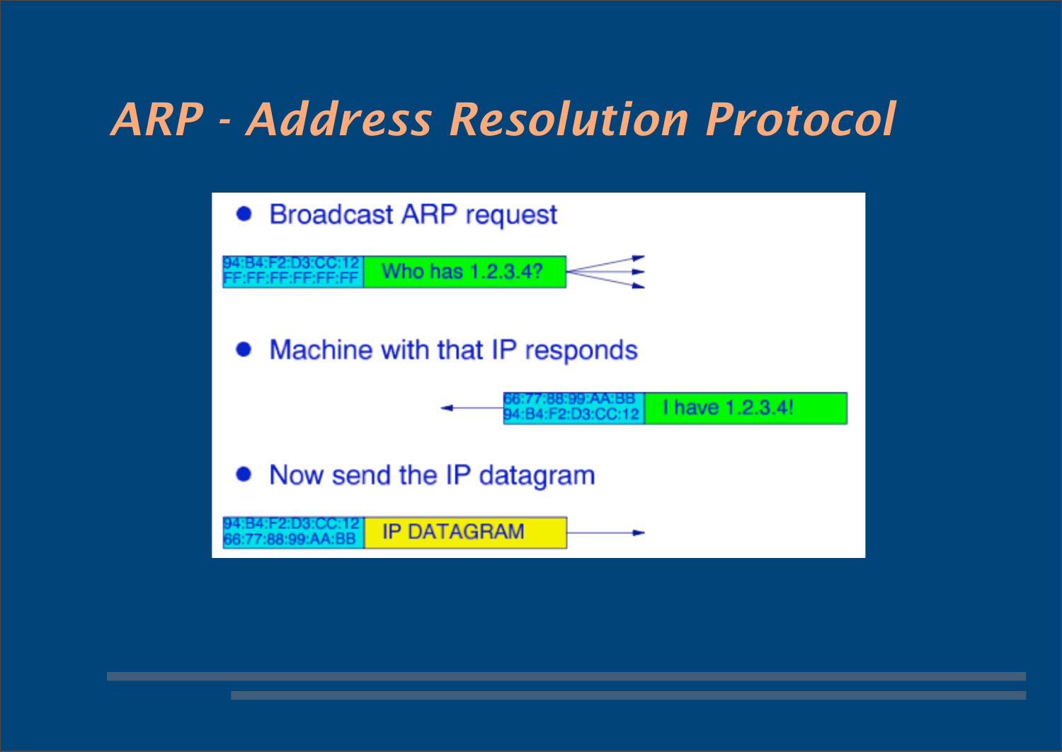# ARP - Address Resolution Protocol

- Broadcast ARP request

| 94:B4:F2:D3:CC:12<br>FF:FF:FF:FF:FF:FF | Who has 1.2.3.4? |
|---|---|

- Machine with that IP responds

| 66:77:88:99:AA:BB<br>94:B4:F2:D3:CC:12 | I have 1.2.3.4! |
|---|---|

- Now send the IP datagram

| 94:B4:F2:D3:CC:12<br>66:77:88:99:AA:BB | IP DATAGRAM |
|---|---|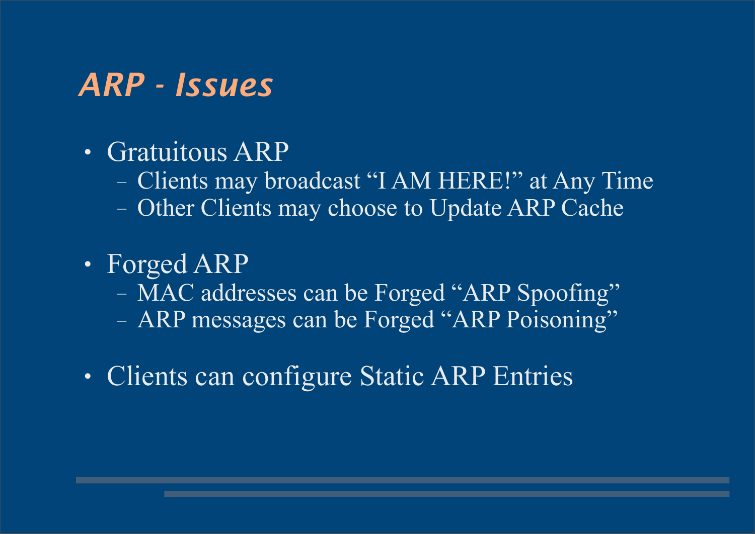## *ARP - Issues*

- Gratuitous ARP
  - Clients may broadcast “I AM HERE!” at Any Time
  - Other Clients may choose to Update ARP Cache

- Forged ARP
  - MAC addresses can be Forged “ARP Spoofing”
  - ARP messages can be Forged “ARP Poisoning”

- Clients can configure Static ARP Entries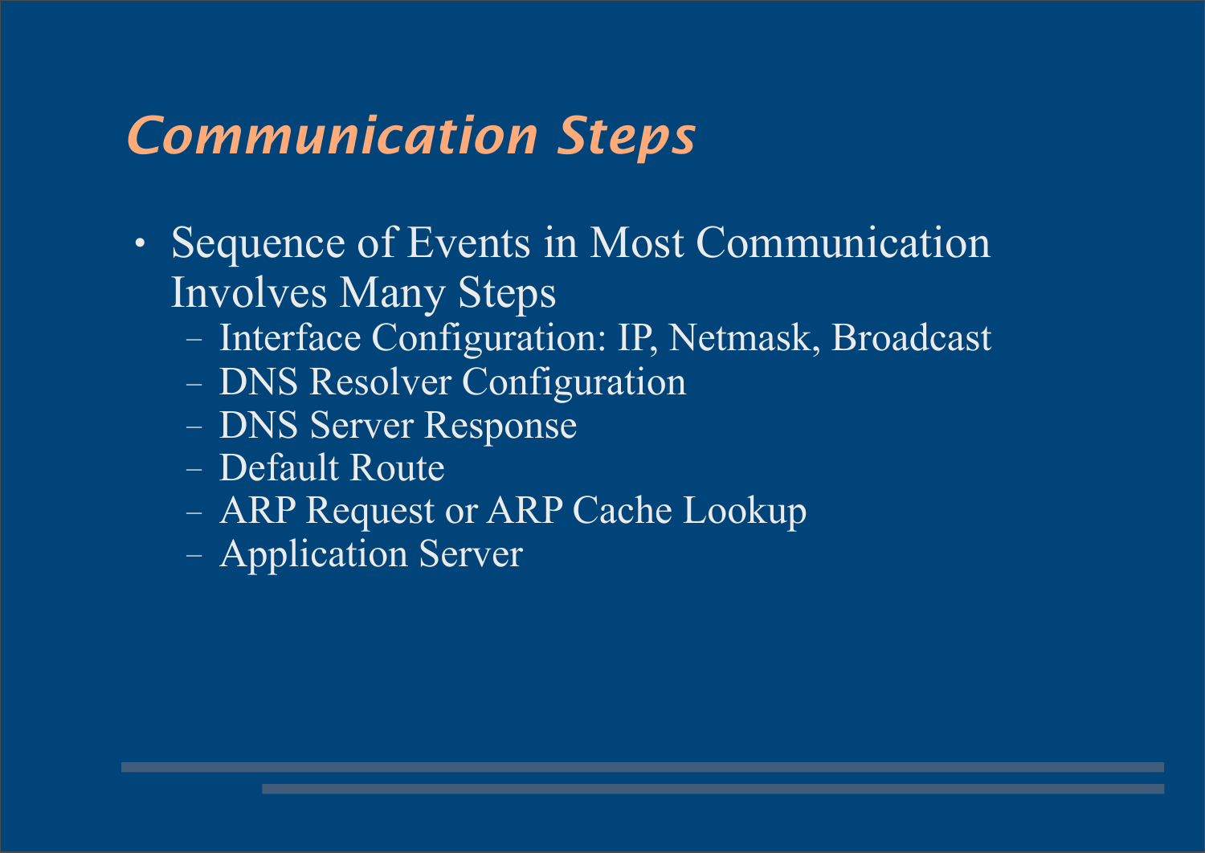# *Communication Steps*

- Sequence of Events in Most Communication Involves Many Steps
  - Interface Configuration: IP, Netmask, Broadcast
  - DNS Resolver Configuration
  - DNS Server Response
  - Default Route
  - ARP Request or ARP Cache Lookup
  - Application Server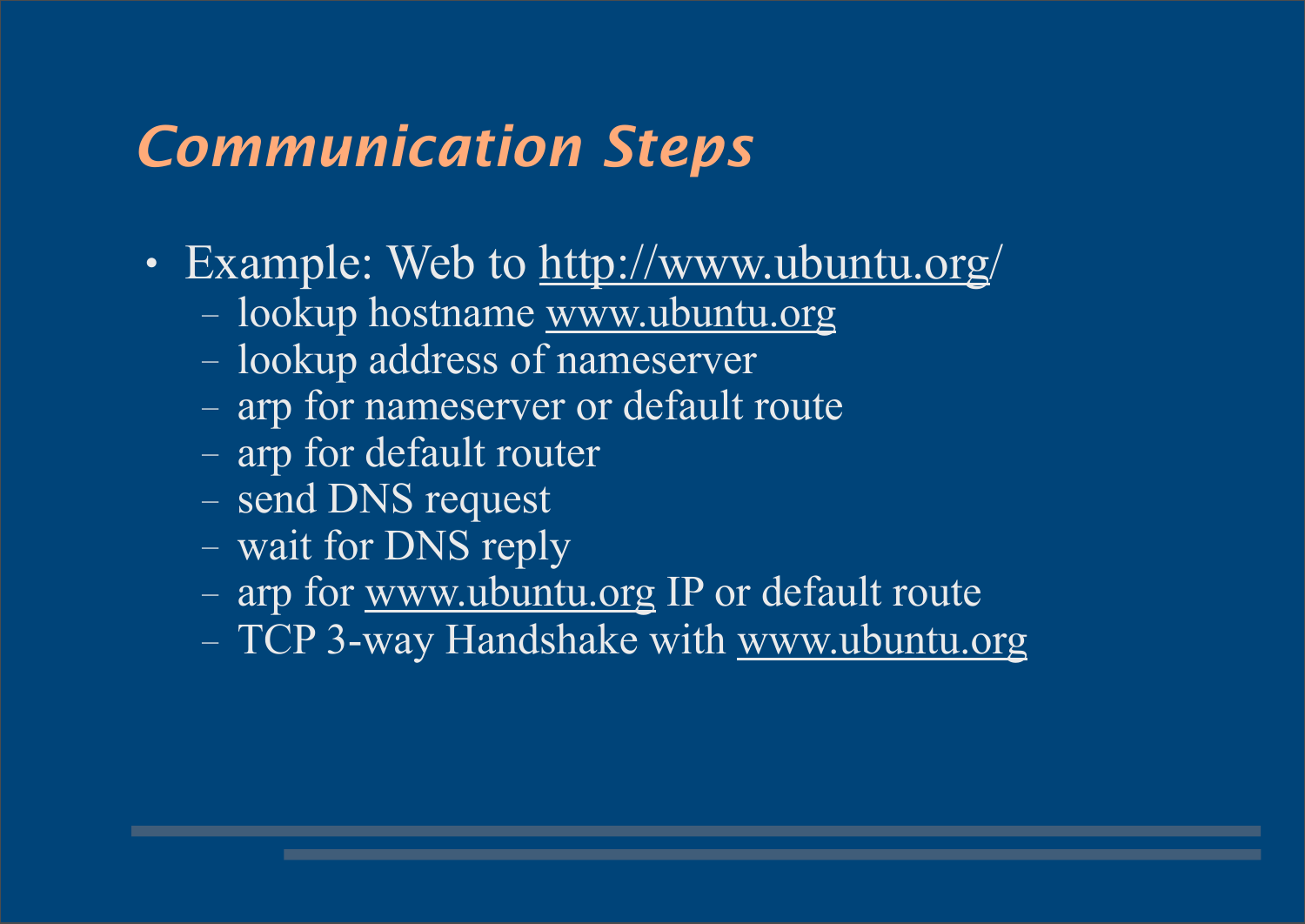# *Communication Steps*

- Example: Web to http://www.ubuntu.org/
  - lookup hostname www.ubuntu.org
  - lookup address of nameserver
  - arp for nameserver or default route
  - arp for default router
  - send DNS request
  - wait for DNS reply
  - arp for www.ubuntu.org IP or default route
  - TCP 3-way Handshake with www.ubuntu.org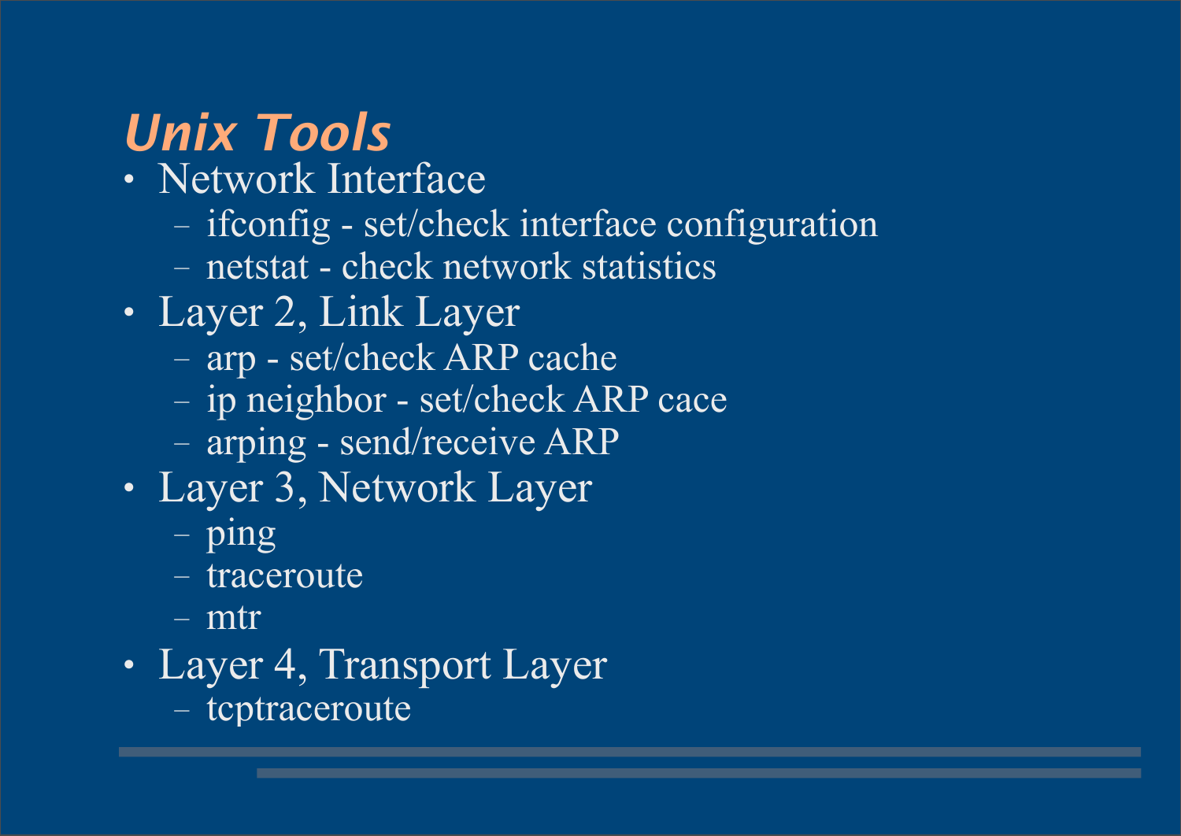# *Unix Tools*

- Network Interface
  - ifconfig - set/check interface configuration
  - netstat - check network statistics
- Layer 2, Link Layer
  - arp - set/check ARP cache
  - ip neighbor - set/check ARP cace
  - arping - send/receive ARP
- Layer 3, Network Layer
  - ping
  - traceroute
  - mtr
- Layer 4, Transport Layer
  - tcptraceroute